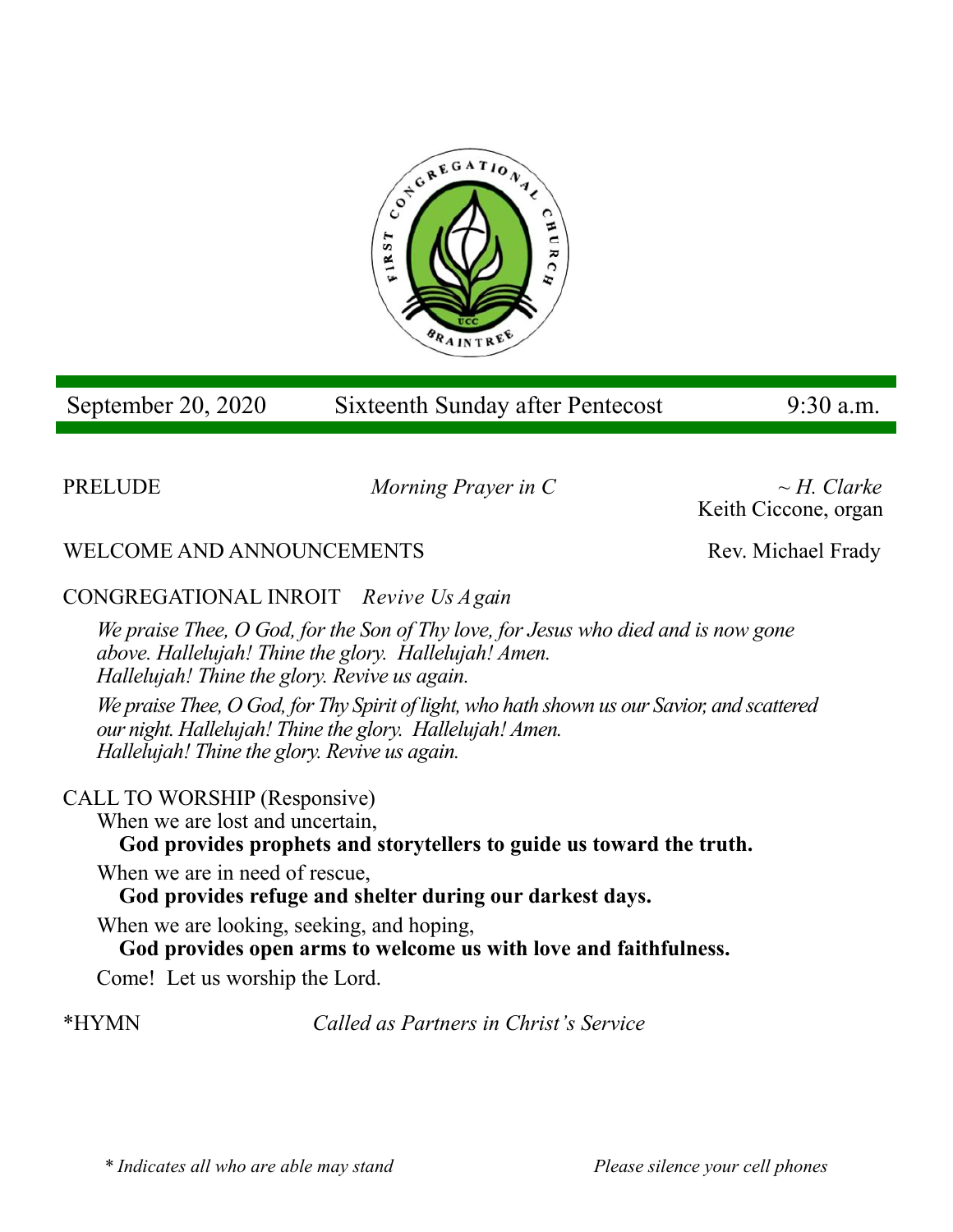FIRST CONGREGATIONAL CHURCH
UCC
BRAINTREE

September 20, 2020 | Sixteenth Sunday after Pentecost | 9:30 a.m.

PRELUDE *Morning Prayer in C* *~ H. Clarke*
Keith Ciccone, organ

WELCOME AND ANNOUNCEMENTS Rev. Michael Frady

CONGREGATIONAL INROIT *Revive Us Again*

*We praise Thee, O God, for the Son of Thy love, for Jesus who died and is now gone above. Hallelujah! Thine the glory. Hallelujah! Amen.*
*Hallelujah! Thine the glory. Revive us again.*

*We praise Thee, O God, for Thy Spirit of light, who hath shown us our Savior, and scattered our night. Hallelujah! Thine the glory. Hallelujah! Amen.*
*Hallelujah! Thine the glory. Revive us again.*

CALL TO WORSHIP (Responsive)

When we are lost and uncertain,
**God provides prophets and storytellers to guide us toward the truth.**

When we are in need of rescue,
**God provides refuge and shelter during our darkest days.**

When we are looking, seeking, and hoping,
**God provides open arms to welcome us with love and faithfulness.**

Come! Let us worship the Lord.

*HYMN *Called as Partners in Christ's Service*

*\* Indicates all who are able may stand* *Please silence your cell phones*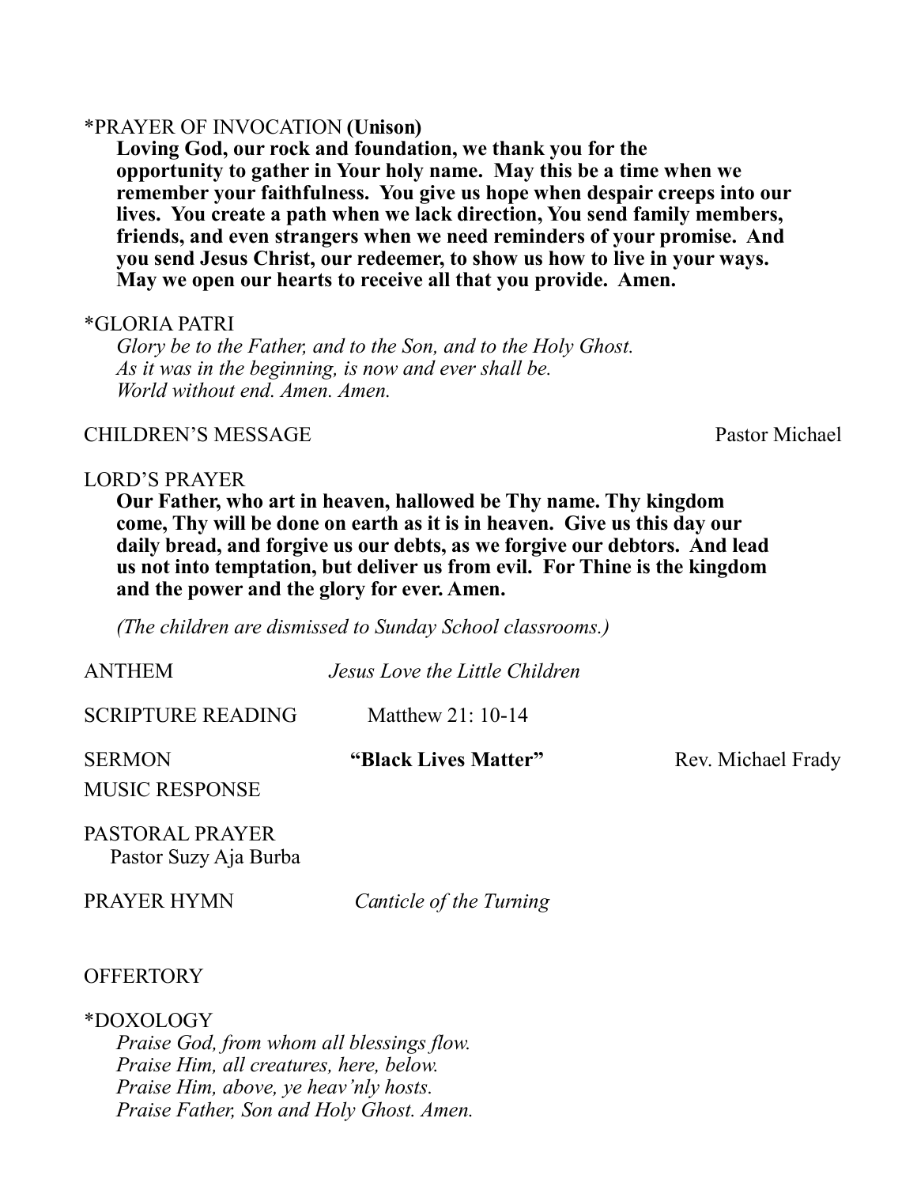*PRAYER OF INVOCATION **(Unison)**

**Loving God, our rock and foundation, we thank you for the opportunity to gather in Your holy name. May this be a time when we remember your faithfulness. You give us hope when despair creeps into our lives. You create a path when we lack direction, You send family members, friends, and even strangers when we need reminders of your promise. And you send Jesus Christ, our redeemer, to show us how to live in your ways. May we open our hearts to receive all that you provide. Amen.**

*GLORIA PATRI

*Glory be to the Father, and to the Son, and to the Holy Ghost.*
*As it was in the beginning, is now and ever shall be.*
*World without end. Amen. Amen.*

CHILDREN'S MESSAGE — Pastor Michael

LORD'S PRAYER

**Our Father, who art in heaven, hallowed be Thy name. Thy kingdom come, Thy will be done on earth as it is in heaven. Give us this day our daily bread, and forgive us our debts, as we forgive our debtors. And lead us not into temptation, but deliver us from evil. For Thine is the kingdom and the power and the glory for ever. Amen.**

*(The children are dismissed to Sunday School classrooms.)*

ANTHEM — *Jesus Love the Little Children*

SCRIPTURE READING — Matthew 21: 10-14

SERMON — **"Black Lives Matter"** — Rev. Michael Frady

MUSIC RESPONSE

PASTORAL PRAYER
Pastor Suzy Aja Burba

PRAYER HYMN — *Canticle of the Turning*

OFFERTORY

*DOXOLOGY

*Praise God, from whom all blessings flow.*
*Praise Him, all creatures, here, below.*
*Praise Him, above, ye heav'nly hosts.*
*Praise Father, Son and Holy Ghost. Amen.*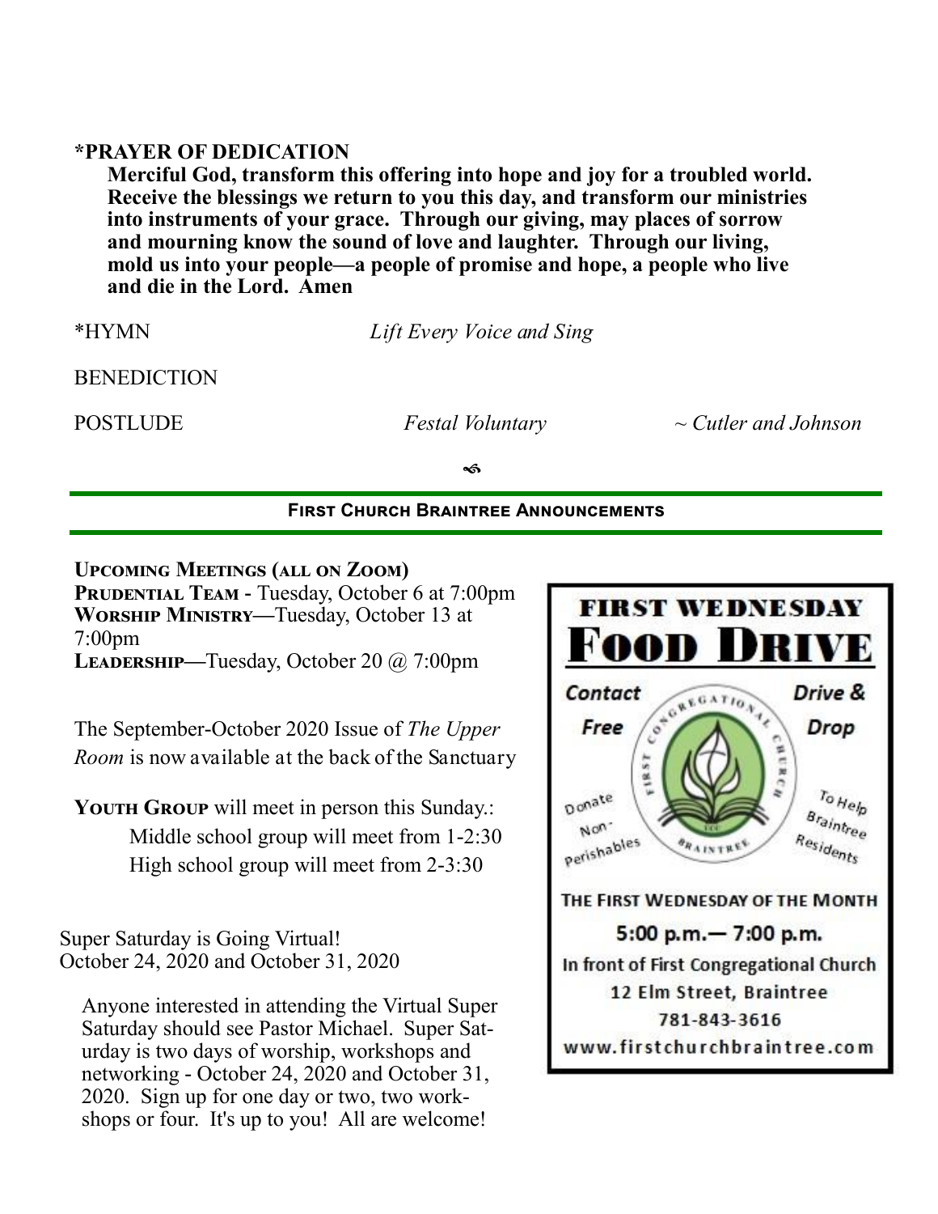**\*PRAYER OF DEDICATION**

**Merciful God, transform this offering into hope and joy for a troubled world. Receive the blessings we return to you this day, and transform our ministries into instruments of your grace. Through our giving, may places of sorrow and mourning know the sound of love and laughter. Through our living, mold us into your people—a people of promise and hope, a people who live and die in the Lord. Amen**

\*HYMN *Lift Every Voice and Sing*

BENEDICTION

POSTLUDE *Festal Voluntary* *~ Cutler and Johnson*

## First Church Braintree Announcements

**Upcoming Meetings (all on Zoom)**
**Prudential Team** - Tuesday, October 6 at 7:00pm
**Worship Ministry**—Tuesday, October 13 at 7:00pm
**Leadership**—Tuesday, October 20 @ 7:00pm

The September-October 2020 Issue of *The Upper Room* is now available at the back of the Sanctuary

**Youth Group** will meet in person this Sunday.:
Middle school group will meet from 1-2:30
High school group will meet from 2-3:30

Super Saturday is Going Virtual!
October 24, 2020 and October 31, 2020

Anyone interested in attending the Virtual Super Saturday should see Pastor Michael. Super Saturday is two days of worship, workshops and networking - October 24, 2020 and October 31, 2020. Sign up for one day or two, two workshops or four. It's up to you! All are welcome!

**FIRST WEDNESDAY FOOD DRIVE**

Contact Free

Drive & Drop

Donate Non-Perishables

To Help Braintree Residents

FIRST CONGREGATIONAL CHURCH BRAINTREE

THE FIRST WEDNESDAY OF THE MONTH

5:00 p.m.— 7:00 p.m.

In front of First Congregational Church
12 Elm Street, Braintree
781-843-3616
www.firstchurchbraintree.com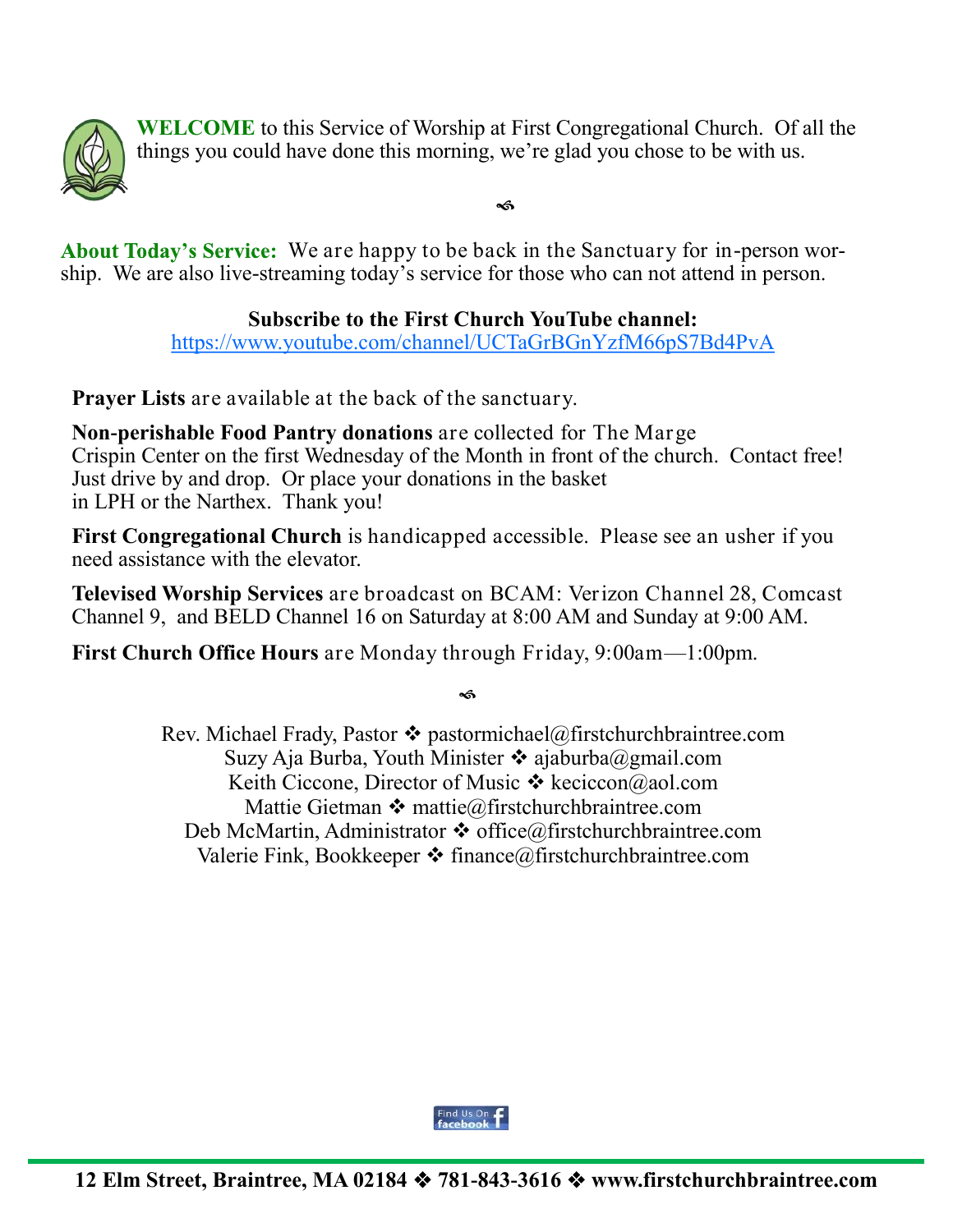**WELCOME** to this Service of Worship at First Congregational Church. Of all the things you could have done this morning, we're glad you chose to be with us.

**About Today's Service:** We are happy to be back in the Sanctuary for in-person worship. We are also live-streaming today's service for those who can not attend in person.

**Subscribe to the First Church YouTube channel:**
https://www.youtube.com/channel/UCTaGrBGnYzfM66pS7Bd4PvA

**Prayer Lists** are available at the back of the sanctuary.

**Non-perishable Food Pantry donations** are collected for The Marge Crispin Center on the first Wednesday of the Month in front of the church. Contact free! Just drive by and drop. Or place your donations in the basket in LPH or the Narthex. Thank you!

**First Congregational Church** is handicapped accessible. Please see an usher if you need assistance with the elevator.

**Televised Worship Services** are broadcast on BCAM: Verizon Channel 28, Comcast Channel 9, and BELD Channel 16 on Saturday at 8:00 AM and Sunday at 9:00 AM.

**First Church Office Hours** are Monday through Friday, 9:00am—1:00pm.

Rev. Michael Frady, Pastor ❖ pastormichael@firstchurchbraintree.com
Suzy Aja Burba, Youth Minister ❖ ajaburba@gmail.com
Keith Ciccone, Director of Music ❖ keciccon@aol.com
Mattie Gietman ❖ mattie@firstchurchbraintree.com
Deb McMartin, Administrator ❖ office@firstchurchbraintree.com
Valerie Fink, Bookkeeper ❖ finance@firstchurchbraintree.com

Find Us On facebook

**12 Elm Street, Braintree, MA 02184 ❖ 781-843-3616 ❖ www.firstchurchbraintree.com**